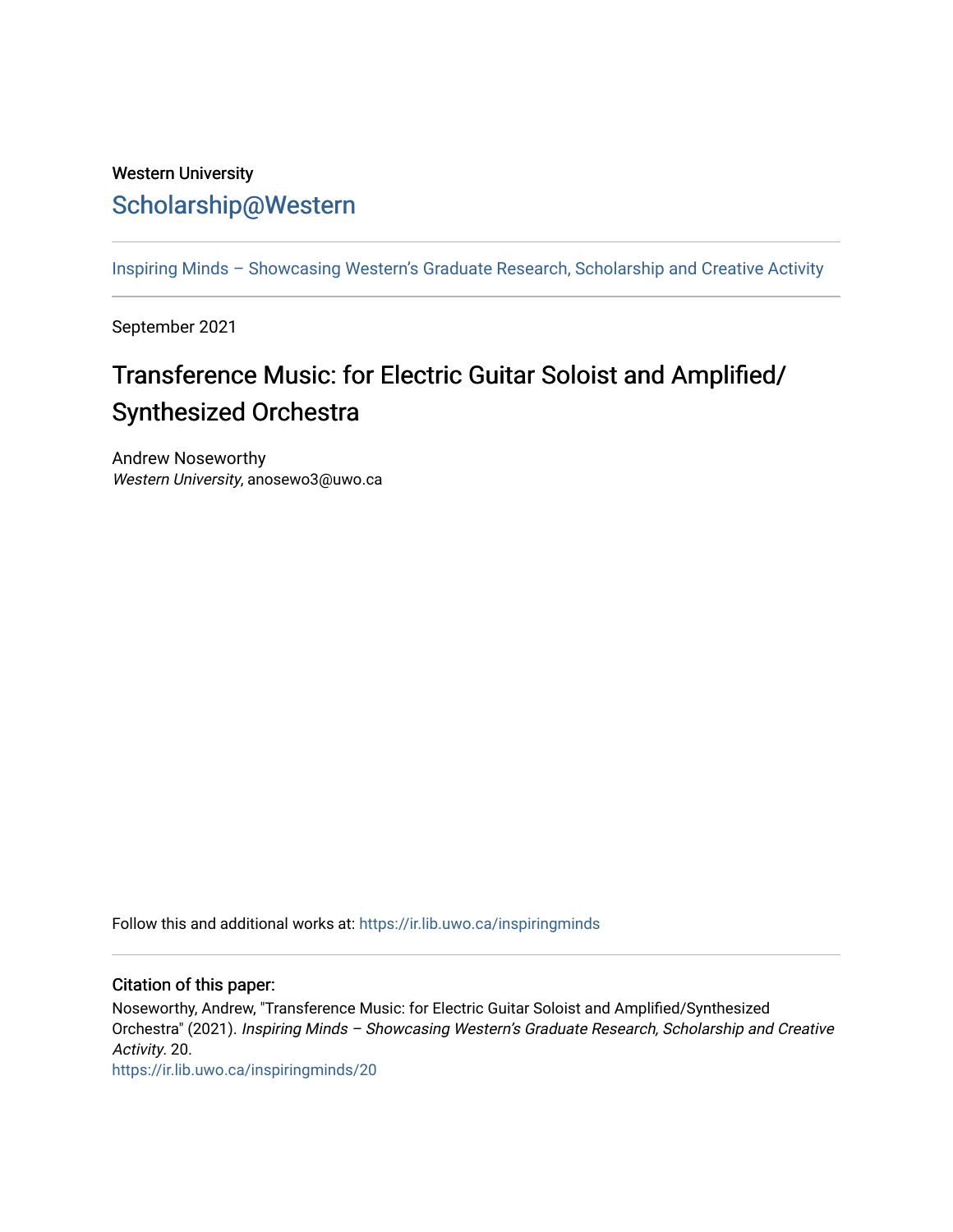Western University

Scholarship@Western

Inspiring Minds – Showcasing Western's Graduate Research, Scholarship and Creative Activity

September 2021

# Transference Music: for Electric Guitar Soloist and Amplified/Synthesized Orchestra

Andrew Noseworthy
*Western University*, anosewo3@uwo.ca

Follow this and additional works at: https://ir.lib.uwo.ca/inspiringminds

## Citation of this paper:

Noseworthy, Andrew, "Transference Music: for Electric Guitar Soloist and Amplified/Synthesized Orchestra" (2021). *Inspiring Minds – Showcasing Western's Graduate Research, Scholarship and Creative Activity*. 20.
https://ir.lib.uwo.ca/inspiringminds/20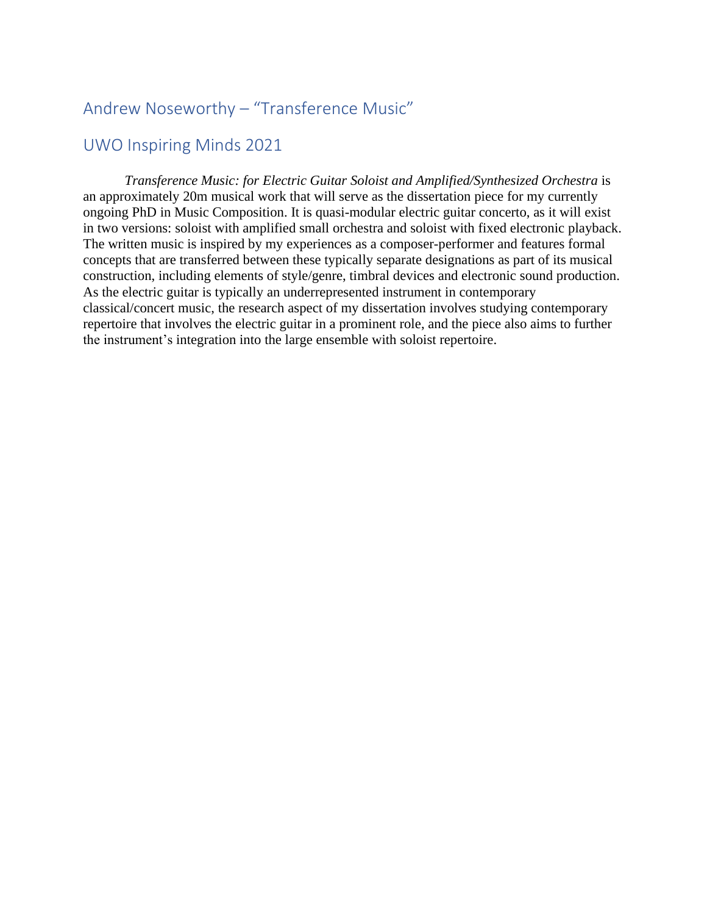## Andrew Noseworthy – "Transference Music"

## UWO Inspiring Minds 2021

*Transference Music: for Electric Guitar Soloist and Amplified/Synthesized Orchestra* is an approximately 20m musical work that will serve as the dissertation piece for my currently ongoing PhD in Music Composition. It is quasi-modular electric guitar concerto, as it will exist in two versions: soloist with amplified small orchestra and soloist with fixed electronic playback. The written music is inspired by my experiences as a composer-performer and features formal concepts that are transferred between these typically separate designations as part of its musical construction, including elements of style/genre, timbral devices and electronic sound production. As the electric guitar is typically an underrepresented instrument in contemporary classical/concert music, the research aspect of my dissertation involves studying contemporary repertoire that involves the electric guitar in a prominent role, and the piece also aims to further the instrument's integration into the large ensemble with soloist repertoire.